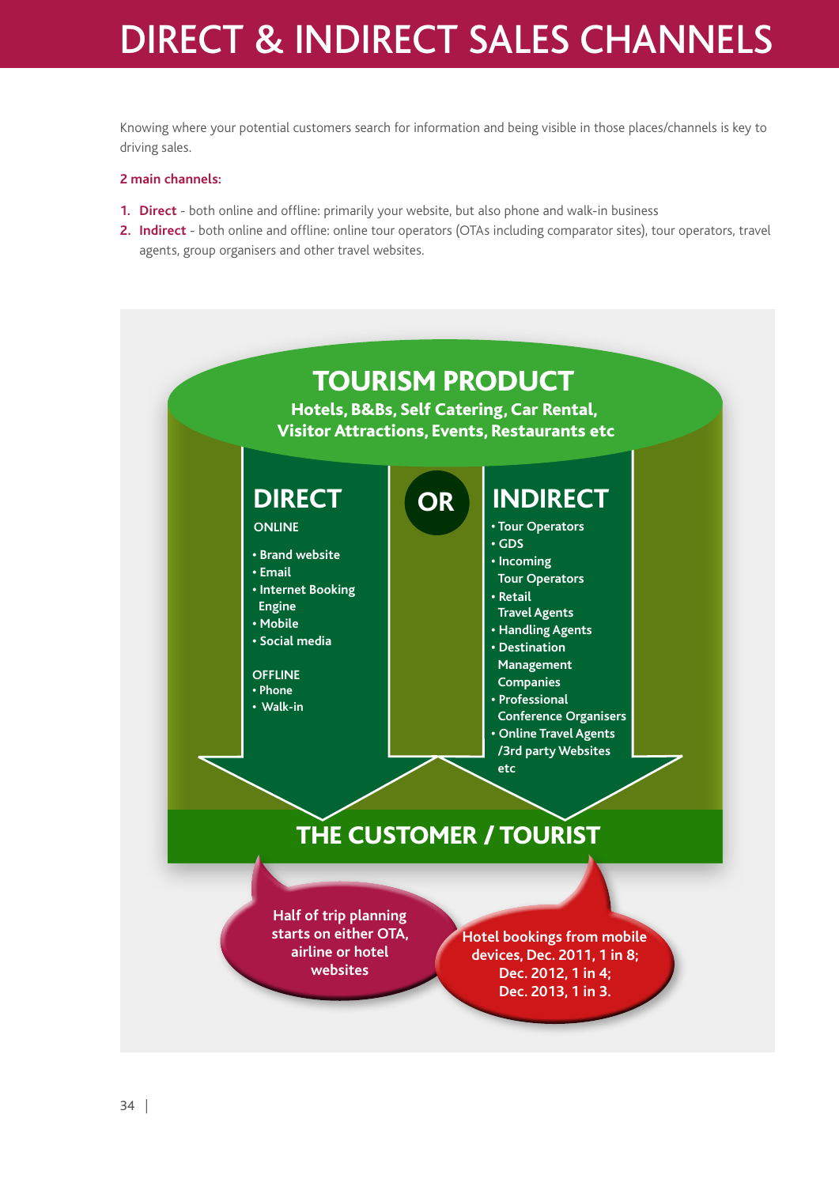# DIRECT & INDIRECT SALES CHANNELS

Knowing where your potential customers search for information and being visible in those places/channels is key to driving sales.

**2 main channels:**

1. **Direct** - both online and offline: primarily your website, but also phone and walk-in business
2. **Indirect** - both online and offline: online tour operators (OTAs including comparator sites), tour operators, travel agents, group organisers and other travel websites.

## TOURISM PRODUCT

**Hotels, B&Bs, Self Catering, Car Rental, Visitor Attractions, Events, Restaurants etc**

### DIRECT

ONLINE

- Brand website
- Email
- Internet Booking Engine
- Mobile
- Social media

OFFLINE

- Phone
- Walk-in

**OR**

### INDIRECT

- Tour Operators
- GDS
- Incoming Tour Operators
- Retail Travel Agents
- Handling Agents
- Destination Management Companies
- Professional Conference Organisers
- Online Travel Agents /3rd party Websites etc

## THE CUSTOMER / TOURIST

Half of trip planning starts on either OTA, airline or hotel websites

Hotel bookings from mobile devices, Dec. 2011, 1 in 8; Dec. 2012, 1 in 4; Dec. 2013, 1 in 3.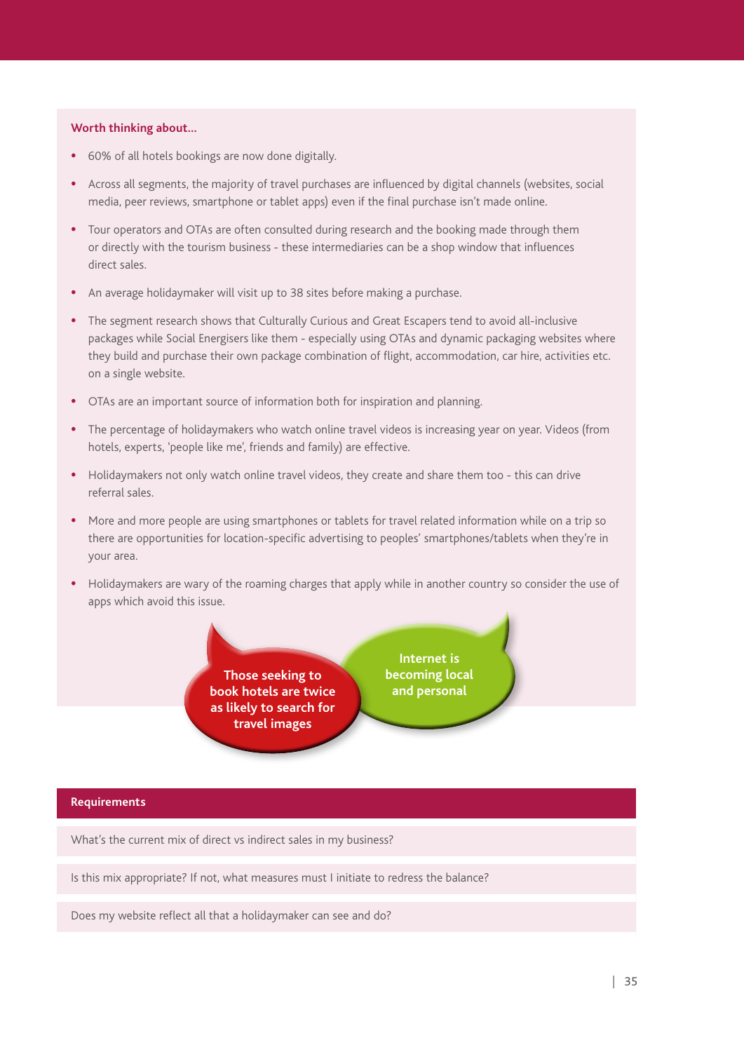### Worth thinking about...

- 60% of all hotels bookings are now done digitally.
- Across all segments, the majority of travel purchases are influenced by digital channels (websites, social media, peer reviews, smartphone or tablet apps) even if the final purchase isn't made online.
- Tour operators and OTAs are often consulted during research and the booking made through them or directly with the tourism business - these intermediaries can be a shop window that influences direct sales.
- An average holidaymaker will visit up to 38 sites before making a purchase.
- The segment research shows that Culturally Curious and Great Escapers tend to avoid all-inclusive packages while Social Energisers like them - especially using OTAs and dynamic packaging websites where they build and purchase their own package combination of flight, accommodation, car hire, activities etc. on a single website.
- OTAs are an important source of information both for inspiration and planning.
- The percentage of holidaymakers who watch online travel videos is increasing year on year. Videos (from hotels, experts, 'people like me', friends and family) are effective.
- Holidaymakers not only watch online travel videos, they create and share them too - this can drive referral sales.
- More and more people are using smartphones or tablets for travel related information while on a trip so there are opportunities for location-specific advertising to peoples' smartphones/tablets when they're in your area.
- Holidaymakers are wary of the roaming charges that apply while in another country so consider the use of apps which avoid this issue.

**Those seeking to book hotels are twice as likely to search for travel images**

**Internet is becoming local and personal**

| Requirements |
| --- |
| What's the current mix of direct vs indirect sales in my business? |
| Is this mix appropriate? If not, what measures must I initiate to redress the balance? |
| Does my website reflect all that a holidaymaker can see and do? |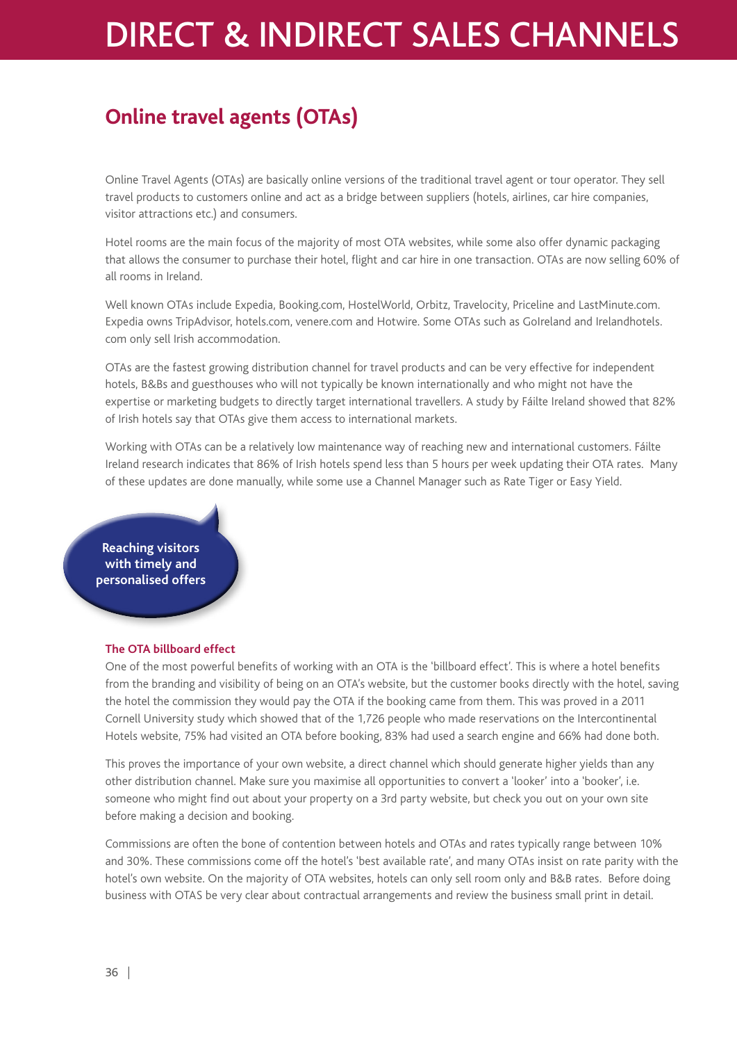# DIRECT & INDIRECT SALES CHANNELS

## Online travel agents (OTAs)

Online Travel Agents (OTAs) are basically online versions of the traditional travel agent or tour operator. They sell travel products to customers online and act as a bridge between suppliers (hotels, airlines, car hire companies, visitor attractions etc.) and consumers.

Hotel rooms are the main focus of the majority of most OTA websites, while some also offer dynamic packaging that allows the consumer to purchase their hotel, flight and car hire in one transaction. OTAs are now selling 60% of all rooms in Ireland.

Well known OTAs include Expedia, Booking.com, HostelWorld, Orbitz, Travelocity, Priceline and LastMinute.com. Expedia owns TripAdvisor, hotels.com, venere.com and Hotwire. Some OTAs such as GoIreland and Irelandhotels.com only sell Irish accommodation.

OTAs are the fastest growing distribution channel for travel products and can be very effective for independent hotels, B&Bs and guesthouses who will not typically be known internationally and who might not have the expertise or marketing budgets to directly target international travellers. A study by Fáilte Ireland showed that 82% of Irish hotels say that OTAs give them access to international markets.

Working with OTAs can be a relatively low maintenance way of reaching new and international customers. Fáilte Ireland research indicates that 86% of Irish hotels spend less than 5 hours per week updating their OTA rates. Many of these updates are done manually, while some use a Channel Manager such as Rate Tiger or Easy Yield.

**Reaching visitors with timely and personalised offers**

### The OTA billboard effect

One of the most powerful benefits of working with an OTA is the 'billboard effect'. This is where a hotel benefits from the branding and visibility of being on an OTA's website, but the customer books directly with the hotel, saving the hotel the commission they would pay the OTA if the booking came from them. This was proved in a 2011 Cornell University study which showed that of the 1,726 people who made reservations on the Intercontinental Hotels website, 75% had visited an OTA before booking, 83% had used a search engine and 66% had done both.

This proves the importance of your own website, a direct channel which should generate higher yields than any other distribution channel. Make sure you maximise all opportunities to convert a 'looker' into a 'booker', i.e. someone who might find out about your property on a 3rd party website, but check you out on your own site before making a decision and booking.

Commissions are often the bone of contention between hotels and OTAs and rates typically range between 10% and 30%. These commissions come off the hotel's 'best available rate', and many OTAs insist on rate parity with the hotel's own website. On the majority of OTA websites, hotels can only sell room only and B&B rates. Before doing business with OTAS be very clear about contractual arrangements and review the business small print in detail.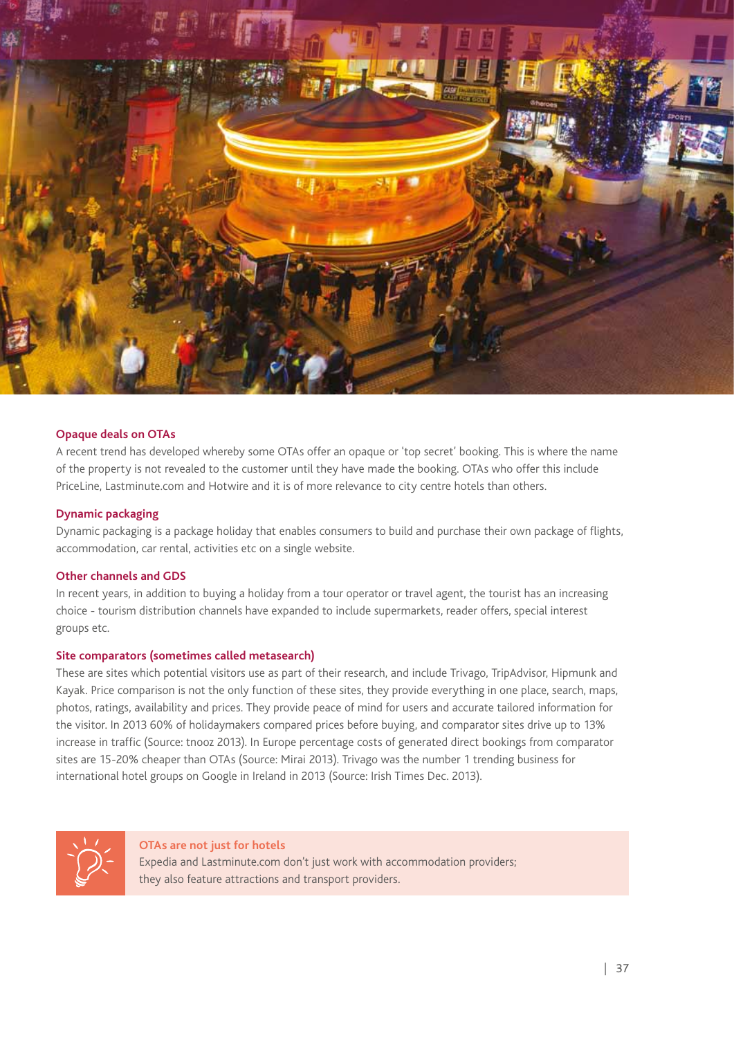### Opaque deals on OTAs

A recent trend has developed whereby some OTAs offer an opaque or 'top secret' booking. This is where the name of the property is not revealed to the customer until they have made the booking. OTAs who offer this include PriceLine, Lastminute.com and Hotwire and it is of more relevance to city centre hotels than others.

### Dynamic packaging

Dynamic packaging is a package holiday that enables consumers to build and purchase their own package of flights, accommodation, car rental, activities etc on a single website.

### Other channels and GDS

In recent years, in addition to buying a holiday from a tour operator or travel agent, the tourist has an increasing choice - tourism distribution channels have expanded to include supermarkets, reader offers, special interest groups etc.

### Site comparators (sometimes called metasearch)

These are sites which potential visitors use as part of their research, and include Trivago, TripAdvisor, Hipmunk and Kayak. Price comparison is not the only function of these sites, they provide everything in one place, search, maps, photos, ratings, availability and prices. They provide peace of mind for users and accurate tailored information for the visitor. In 2013 60% of holidaymakers compared prices before buying, and comparator sites drive up to 13% increase in traffic (Source: tnooz 2013). In Europe percentage costs of generated direct bookings from comparator sites are 15-20% cheaper than OTAs (Source: Mirai 2013). Trivago was the number 1 trending business for international hotel groups on Google in Ireland in 2013 (Source: Irish Times Dec. 2013).

**OTAs are not just for hotels**

Expedia and Lastminute.com don't just work with accommodation providers; they also feature attractions and transport providers.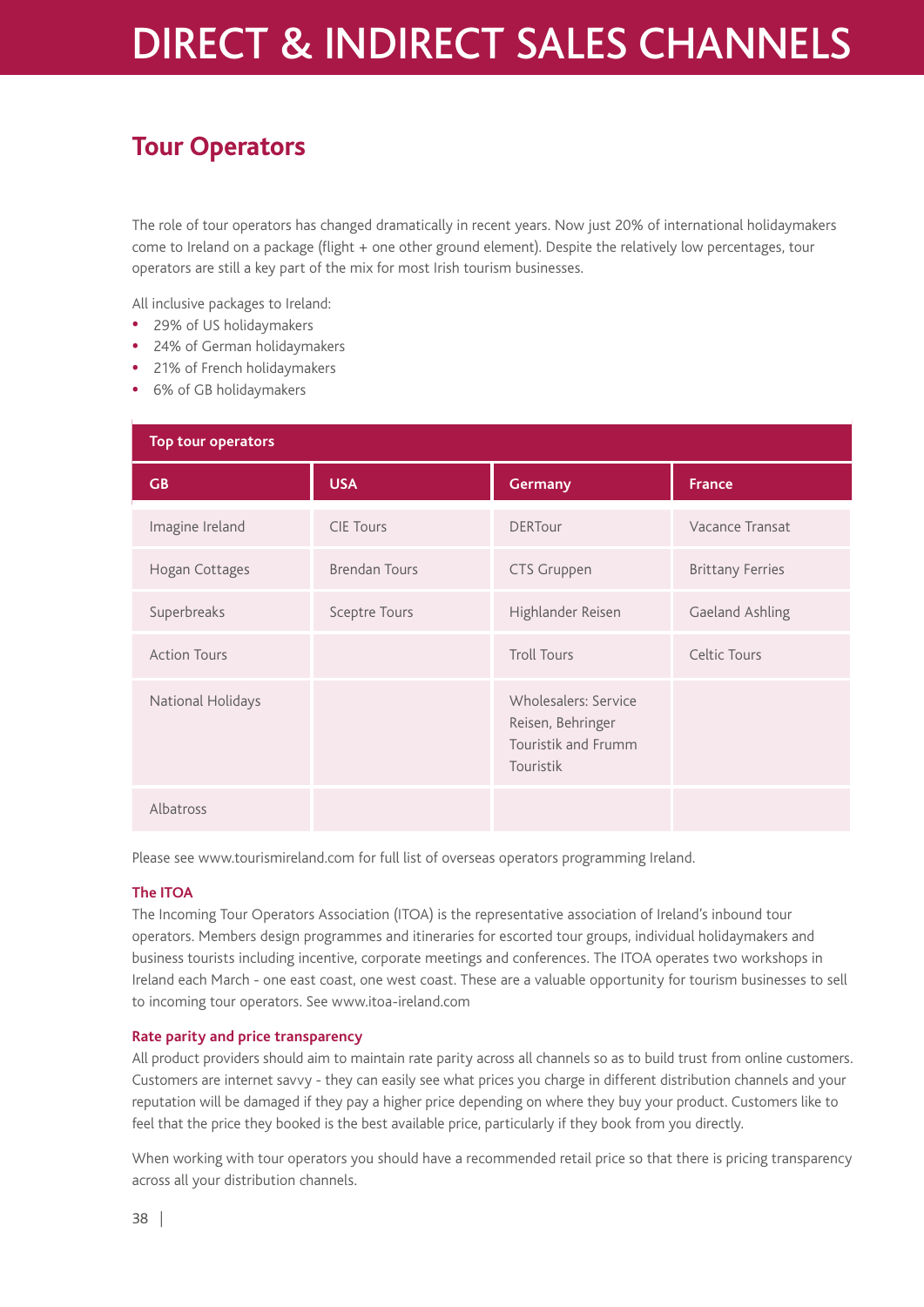# DIRECT & INDIRECT SALES CHANNELS

## Tour Operators

The role of tour operators has changed dramatically in recent years. Now just 20% of international holidaymakers come to Ireland on a package (flight + one other ground element). Despite the relatively low percentages, tour operators are still a key part of the mix for most Irish tourism businesses.

All inclusive packages to Ireland:

- 29% of US holidaymakers
- 24% of German holidaymakers
- 21% of French holidaymakers
- 6% of GB holidaymakers

| Top tour operators | | | |
|---|---|---|---|
| **GB** | **USA** | **Germany** | **France** |
| Imagine Ireland | CIE Tours | DERTour | Vacance Transat |
| Hogan Cottages | Brendan Tours | CTS Gruppen | Brittany Ferries |
| Superbreaks | Sceptre Tours | Highlander Reisen | Gaeland Ashling |
| Action Tours | | Troll Tours | Celtic Tours |
| National Holidays | | Wholesalers: Service Reisen, Behringer Touristik and Frumm Touristik | |
| Albatross | | | |

Please see www.tourismireland.com for full list of overseas operators programming Ireland.

### The ITOA

The Incoming Tour Operators Association (ITOA) is the representative association of Ireland's inbound tour operators. Members design programmes and itineraries for escorted tour groups, individual holidaymakers and business tourists including incentive, corporate meetings and conferences. The ITOA operates two workshops in Ireland each March - one east coast, one west coast. These are a valuable opportunity for tourism businesses to sell to incoming tour operators. See www.itoa-ireland.com

### Rate parity and price transparency

All product providers should aim to maintain rate parity across all channels so as to build trust from online customers. Customers are internet savvy - they can easily see what prices you charge in different distribution channels and your reputation will be damaged if they pay a higher price depending on where they buy your product. Customers like to feel that the price they booked is the best available price, particularly if they book from you directly.

When working with tour operators you should have a recommended retail price so that there is pricing transparency across all your distribution channels.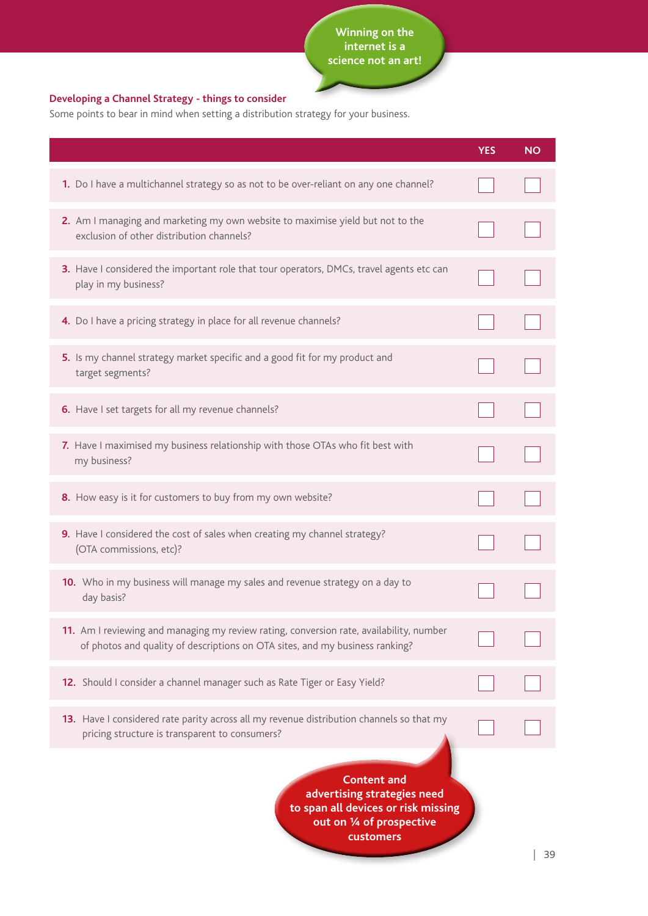Winning on the internet is a science not an art!

## Developing a Channel Strategy - things to consider

Some points to bear in mind when setting a distribution strategy for your business.

| | YES | NO |
|---|---|---|
| **1.** Do I have a multichannel strategy so as not to be over-reliant on any one channel? | ☐ | ☐ |
| **2.** Am I managing and marketing my own website to maximise yield but not to the exclusion of other distribution channels? | ☐ | ☐ |
| **3.** Have I considered the important role that tour operators, DMCs, travel agents etc can play in my business? | ☐ | ☐ |
| **4.** Do I have a pricing strategy in place for all revenue channels? | ☐ | ☐ |
| **5.** Is my channel strategy market specific and a good fit for my product and target segments? | ☐ | ☐ |
| **6.** Have I set targets for all my revenue channels? | ☐ | ☐ |
| **7.** Have I maximised my business relationship with those OTAs who fit best with my business? | ☐ | ☐ |
| **8.** How easy is it for customers to buy from my own website? | ☐ | ☐ |
| **9.** Have I considered the cost of sales when creating my channel strategy? (OTA commissions, etc)? | ☐ | ☐ |
| **10.** Who in my business will manage my sales and revenue strategy on a day to day basis? | ☐ | ☐ |
| **11.** Am I reviewing and managing my review rating, conversion rate, availability, number of photos and quality of descriptions on OTA sites, and my business ranking? | ☐ | ☐ |
| **12.** Should I consider a channel manager such as Rate Tiger or Easy Yield? | ☐ | ☐ |
| **13.** Have I considered rate parity across all my revenue distribution channels so that my pricing structure is transparent to consumers? | ☐ | ☐ |

Content and advertising strategies need to span all devices or risk missing out on ¼ of prospective customers